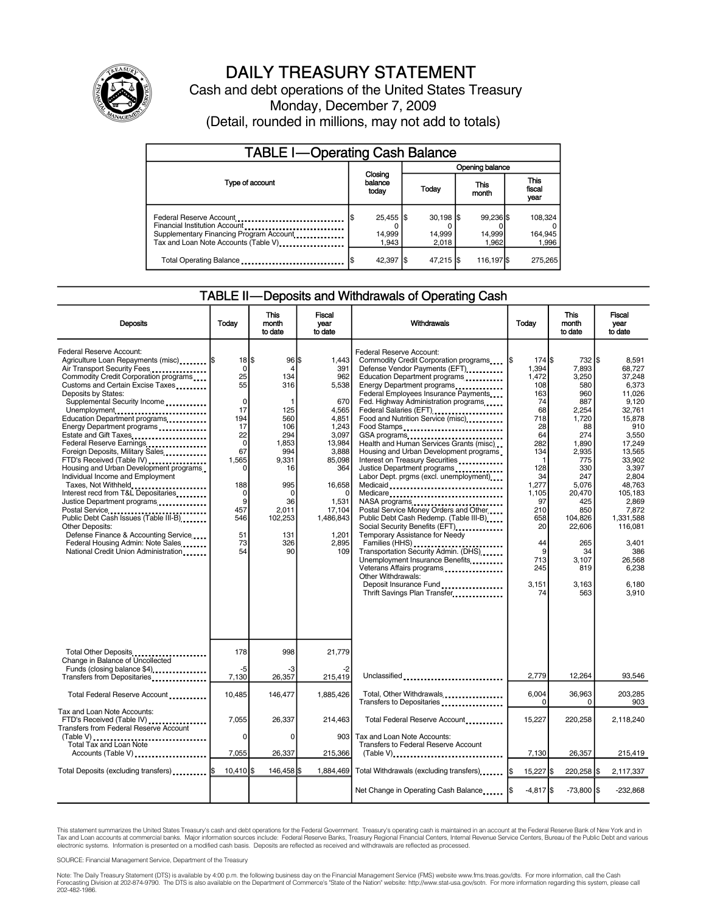# DAILY TREASURY STATEMENT

Cash and debt operations of the United States Treasury

Monday, December 7, 2009

(Detail, rounded in millions, may not add to totals)

## TABLE I—Operating Cash Balance

| Type of account | Closing balance today | Opening balance Today | Opening balance This month | Opening balance This fiscal year |
|---|---|---|---|---|
| Federal Reserve Account | $ 25,455 | $ 30,198 | $ 99,236 | $ 108,324 |
| Financial Institution Account | 0 | 0 | 0 | 0 |
| Supplementary Financing Program Account | 14,999 | 14,999 | 14,999 | 164,945 |
| Tax and Loan Note Accounts (Table V) | 1,943 | 2,018 | 1,962 | 1,996 |
| Total Operating Balance | $ 42,397 | $ 47,215 | $ 116,197 | $ 275,265 |

## TABLE II—Deposits and Withdrawals of Operating Cash

| Deposits | Today | This month to date | Fiscal year to date |
|---|---|---|---|
| Federal Reserve Account: | | | |
| Agriculture Loan Repayments (misc) | $ 18 | $ 96 | $ 1,443 |
| Air Transport Security Fees | 0 | 4 | 391 |
| Commodity Credit Corporation programs | 25 | 134 | 962 |
| Customs and Certain Excise Taxes | 55 | 316 | 5,538 |
| Deposits by States: | | | |
| Supplemental Security Income | 0 | 1 | 670 |
| Unemployment | 17 | 125 | 4,565 |
| Education Department programs | 194 | 560 | 4,851 |
| Energy Department programs | 17 | 106 | 1,243 |
| Estate and Gift Taxes | 22 | 294 | 3,097 |
| Federal Reserve Earnings | 0 | 1,853 | 13,984 |
| Foreign Deposits, Military Sales | 67 | 994 | 3,888 |
| FTD's Received (Table IV) | 1,565 | 9,331 | 85,098 |
| Housing and Urban Development programs | 0 | 16 | 364 |
| Individual Income and Employment Taxes, Not Withheld | 188 | 995 | 16,658 |
| Interest recd from T&L Depositaries | 0 | 0 | 0 |
| Justice Department programs | 9 | 36 | 1,531 |
| Postal Service | 457 | 2,011 | 17,104 |
| Public Debt Cash Issues (Table III-B) | 546 | 102,253 | 1,486,843 |
| Other Deposits: | | | |
| Defense Finance & Accounting Service | 51 | 131 | 1,201 |
| Federal Housing Admin: Note Sales | 73 | 326 | 2,895 |
| National Credit Union Administration | 54 | 90 | 109 |
| Total Other Deposits | 178 | 998 | 21,779 |
| Change in Balance of Uncollected Funds (closing balance $4) | -5 | -3 | -2 |
| Transfers from Depositaries | 7,130 | 26,357 | 215,419 |
| Total Federal Reserve Account | 10,485 | 146,477 | 1,885,426 |
| Tax and Loan Note Accounts: | | | |
| FTD's Received (Table IV) | 7,055 | 26,337 | 214,463 |
| Transfers from Federal Reserve Account (Table V) | 0 | 0 | 903 |
| Total Tax and Loan Note Accounts (Table V) | 7,055 | 26,337 | 215,366 |
| Total Deposits (excluding transfers) | $ 10,410 | $ 146,458 | $ 1,884,469 |

| Withdrawals | Today | This month to date | Fiscal year to date |
|---|---|---|---|
| Federal Reserve Account: | | | |
| Commodity Credit Corporation programs | $ 174 | $ 732 | $ 8,591 |
| Defense Vendor Payments (EFT) | 1,394 | 7,893 | 68,727 |
| Education Department programs | 1,472 | 3,250 | 37,248 |
| Energy Department programs | 108 | 580 | 6,373 |
| Federal Employees Insurance Payments | 163 | 960 | 11,026 |
| Fed. Highway Administration programs | 74 | 887 | 9,120 |
| Federal Salaries (EFT) | 68 | 2,254 | 32,761 |
| Food and Nutrition Service (misc) | 718 | 1,720 | 15,878 |
| Food Stamps | 28 | 88 | 910 |
| GSA programs | 64 | 274 | 3,550 |
| Health and Human Services Grants (misc) | 282 | 1,890 | 17,249 |
| Housing and Urban Development programs | 134 | 2,935 | 13,565 |
| Interest on Treasury Securities | 1 | 775 | 33,902 |
| Justice Department programs | 128 | 330 | 3,397 |
| Labor Dept. prgms (excl. unemployment) | 34 | 247 | 2,804 |
| Medicaid | 1,277 | 5,076 | 48,763 |
| Medicare | 1,105 | 20,470 | 105,183 |
| NASA programs | 97 | 425 | 2,869 |
| Postal Service Money Orders and Other | 210 | 850 | 7,872 |
| Public Debt Cash Redemp. (Table III-B) | 658 | 104,826 | 1,331,588 |
| Social Security Benefits (EFT) | 20 | 22,606 | 116,081 |
| Temporary Assistance for Needy Families (HHS) | 44 | 265 | 3,401 |
| Transportation Security Admin. (DHS) | 9 | 34 | 386 |
| Unemployment Insurance Benefits | 713 | 3,107 | 26,568 |
| Veterans Affairs programs | 245 | 819 | 6,238 |
| Other Withdrawals: | | | |
| Deposit Insurance Fund | 3,151 | 3,163 | 6,180 |
| Thrift Savings Plan Transfer | 74 | 563 | 3,910 |
| Unclassified | 2,779 | 12,264 | 93,546 |
| Total, Other Withdrawals | 6,004 | 36,963 | 203,285 |
| Transfers to Depositaries | 0 | 0 | 903 |
| Total Federal Reserve Account | 15,227 | 220,258 | 2,118,240 |
| Tax and Loan Note Accounts: | | | |
| Transfers to Federal Reserve Account (Table V) | 7,130 | 26,357 | 215,419 |
| Total Withdrawals (excluding transfers) | $ 15,227 | $ 220,258 | $ 2,117,337 |
| Net Change in Operating Cash Balance | $ -4,817 | $ -73,800 | $ -232,868 |

This statement summarizes the United States Treasury's cash and debt operations for the Federal Government. Treasury's operating cash is maintained in an account at the Federal Reserve Bank of New York and in Tax and Loan accounts at commercial banks. Major information sources include: Federal Reserve Banks, Treasury Regional Financial Centers, Internal Revenue Service Centers, Bureau of the Public Debt and various electronic systems. Information is presented on a modified cash basis. Deposits are reflected as received and withdrawals are reflected as processed.

SOURCE: Financial Management Service, Department of the Treasury

Note: The Daily Treasury Statement (DTS) is available by 4:00 p.m. the following business day on the Financial Management Service (FMS) website www.fms.treas.gov/dts. For more information, call the Cash Forecasting Division at 202-874-9790. The DTS is also available on the Department of Commerce's "State of the Nation" website: http://www.stat-usa.gov/sotn. For more information regarding this system, please call 202-482-1986.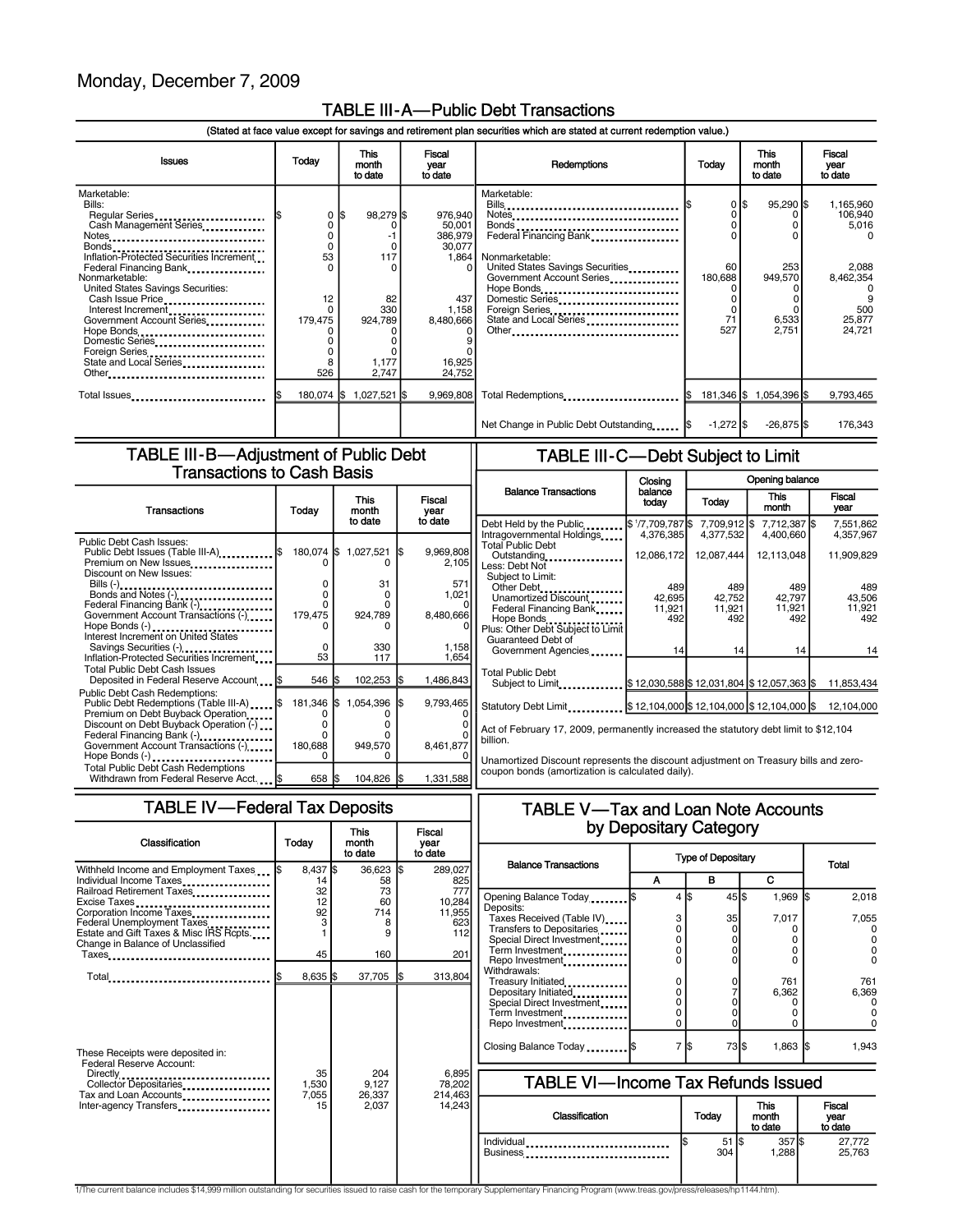Monday, December 7, 2009

## TABLE III-A—Public Debt Transactions

(Stated at face value except for savings and retirement plan securities which are stated at current redemption value.)

| Issues | Today | This month to date | Fiscal year to date |
|---|---|---|---|
| Marketable: | | | |
| Bills: | | | |
| Regular Series | $ 0 | $ 98,279 | $ 976,940 |
| Cash Management Series | 0 | 0 | 50,001 |
| Notes | 0 | -1 | 386,979 |
| Bonds | 0 | 0 | 30,077 |
| Inflation-Protected Securities Increment | 53 | 117 | 1,864 |
| Federal Financing Bank | 0 | 0 | 0 |
| Nonmarketable: | | | |
| United States Savings Securities: | | | |
| Cash Issue Price | 12 | 82 | 437 |
| Interest Increment | 0 | 330 | 1,158 |
| Government Account Series | 179,475 | 924,789 | 8,480,666 |
| Hope Bonds | 0 | 0 | 0 |
| Domestic Series | 0 | 0 | 9 |
| Foreign Series | 0 | 0 | 0 |
| State and Local Series | 8 | 1,177 | 16,925 |
| Other | 526 | 2,747 | 24,752 |
| Total Issues | $ 180,074 | $ 1,027,521 | $ 9,969,808 |

| Redemptions | Today | This month to date | Fiscal year to date |
|---|---|---|---|
| Marketable: | | | |
| Bills | $ 0 | $ 95,290 | $ 1,165,960 |
| Notes | 0 | 0 | 106,940 |
| Bonds | 0 | 0 | 5,016 |
| Federal Financing Bank | 0 | 0 | 0 |
| Nonmarketable: | | | |
| United States Savings Securities | 60 | 253 | 2,088 |
| Government Account Series | 180,688 | 949,570 | 8,462,354 |
| Hope Bonds | 0 | 0 | 0 |
| Domestic Series | 0 | 0 | 9 |
| Foreign Series | 0 | 0 | 500 |
| State and Local Series | 71 | 6,533 | 25,877 |
| Other | 527 | 2,751 | 24,721 |
| Total Redemptions | $ 181,346 | $ 1,054,396 | $ 9,793,465 |
| Net Change in Public Debt Outstanding | $ -1,272 | $ -26,875 | $ 176,343 |

## TABLE III-B—Adjustment of Public Debt Transactions to Cash Basis

| Transactions | Today | This month to date | Fiscal year to date |
|---|---|---|---|
| Public Debt Cash Issues: | | | |
| Public Debt Issues (Table III-A) | $ 180,074 | $ 1,027,521 | $ 9,969,808 |
| Premium on New Issues | 0 | 0 | 2,105 |
| Discount on New Issues: | | | |
| Bills (-) | 0 | 31 | 571 |
| Bonds and Notes (-) | 0 | 0 | 1,021 |
| Federal Financing Bank (-) | 0 | 0 | 0 |
| Government Account Transactions (-) | 179,475 | 924,789 | 8,480,666 |
| Hope Bonds (-) | 0 | 0 | 0 |
| Interest Increment on United States Savings Securities (-) | 0 | 330 | 1,158 |
| Inflation-Protected Securities Increment | 53 | 117 | 1,654 |
| Total Public Debt Cash Issues Deposited in Federal Reserve Account | $ 546 | $ 102,253 | $ 1,486,843 |
| Public Debt Cash Redemptions: | | | |
| Public Debt Redemptions (Table III-A) | $ 181,346 | $ 1,054,396 | $ 9,793,465 |
| Premium on Debt Buyback Operation | 0 | 0 | 0 |
| Discount on Debt Buyback Operation (-) | 0 | 0 | 0 |
| Federal Financing Bank (-) | 0 | 0 | 0 |
| Government Account Transactions (-) | 180,688 | 949,570 | 8,461,877 |
| Hope Bonds (-) | 0 | 0 | 0 |
| Total Public Debt Cash Redemptions Withdrawn from Federal Reserve Acct. | $ 658 | $ 104,826 | $ 1,331,588 |

## TABLE III-C—Debt Subject to Limit

| Balance Transactions | Closing balance today | Opening balance Today | Opening balance This month | Opening balance Fiscal year |
|---|---|---|---|---|
| Debt Held by the Public | $ [1]7,709,787 | $ 7,709,912 | $ 7,712,387 | $ 7,551,862 |
| Intragovernmental Holdings | 4,376,385 | 4,377,532 | 4,400,660 | 4,357,967 |
| Total Public Debt Outstanding | 12,086,172 | 12,087,444 | 12,113,048 | 11,909,829 |
| Less: Debt Not Subject to Limit: | | | | |
| Other Debt | 489 | 489 | 489 | 489 |
| Unamortized Discount | 42,695 | 42,752 | 42,797 | 43,506 |
| Federal Financing Bank | 11,921 | 11,921 | 11,921 | 11,921 |
| Hope Bonds | 492 | 492 | 492 | 492 |
| Plus: Other Debt Subject to Limit | | | | |
| Guaranteed Debt of Government Agencies | 14 | 14 | 14 | 14 |
| Total Public Debt Subject to Limit | $ 12,030,588 | $ 12,031,804 | $ 12,057,363 | $ 11,853,434 |
| Statutory Debt Limit | $ 12,104,000 | $ 12,104,000 | $ 12,104,000 | $ 12,104,000 |

Act of February 17, 2009, permanently increased the statutory debt limit to $12,104 billion.

Unamortized Discount represents the discount adjustment on Treasury bills and zero-coupon bonds (amortization is calculated daily).

## TABLE IV—Federal Tax Deposits

| Classification | Today | This month to date | Fiscal year to date |
|---|---|---|---|
| Withheld Income and Employment Taxes | $ 8,437 | $ 36,623 | $ 289,027 |
| Individual Income Taxes | 14 | 58 | 825 |
| Railroad Retirement Taxes | 32 | 73 | 777 |
| Excise Taxes | 12 | 60 | 10,284 |
| Corporation Income Taxes | 92 | 714 | 11,955 |
| Federal Unemployment Taxes | 3 | 8 | 623 |
| Estate and Gift Taxes & Misc IRS Rcpts. | 1 | 9 | 112 |
| Change in Balance of Unclassified Taxes | 45 | 160 | 201 |
| Total | $ 8,635 | $ 37,705 | $ 313,804 |
| These Receipts were deposited in: | | | |
| Federal Reserve Account: | | | |
| Directly | 35 | 204 | 6,895 |
| Collector Depositaries | 1,530 | 9,127 | 78,202 |
| Tax and Loan Accounts | 7,055 | 26,337 | 214,463 |
| Inter-agency Transfers | 15 | 2,037 | 14,243 |

## TABLE V—Tax and Loan Note Accounts by Depositary Category

| Balance Transactions | Type of Depositary A | Type of Depositary B | Type of Depositary C | Total |
|---|---|---|---|---|
| Opening Balance Today | $ 4 | $ 45 | $ 1,969 | $ 2,018 |
| Deposits: | | | | |
| Taxes Received (Table IV) | 3 | 35 | 7,017 | 7,055 |
| Transfers to Depositaries | 0 | 0 | 0 | 0 |
| Special Direct Investment | 0 | 0 | 0 | 0 |
| Term Investment | 0 | 0 | 0 | 0 |
| Repo Investment | 0 | 0 | 0 | 0 |
| Withdrawals: | | | | |
| Treasury Initiated | 0 | 0 | 761 | 761 |
| Depositary Initiated | 0 | 7 | 6,362 | 6,369 |
| Special Direct Investment | 0 | 0 | 0 | 0 |
| Term Investment | 0 | 0 | 0 | 0 |
| Repo Investment | 0 | 0 | 0 | 0 |
| Closing Balance Today | $ 7 | $ 73 | $ 1,863 | $ 1,943 |

## TABLE VI—Income Tax Refunds Issued

| Classification | Today | This month to date | Fiscal year to date |
|---|---|---|---|
| Individual | $ 51 | $ 357 | $ 27,772 |
| Business | 304 | 1,288 | 25,763 |

1/The current balance includes $14,999 million outstanding for securities issued to raise cash for the temporary Supplementary Financing Program (www.treas.gov/press/releases/hp1144.htm).